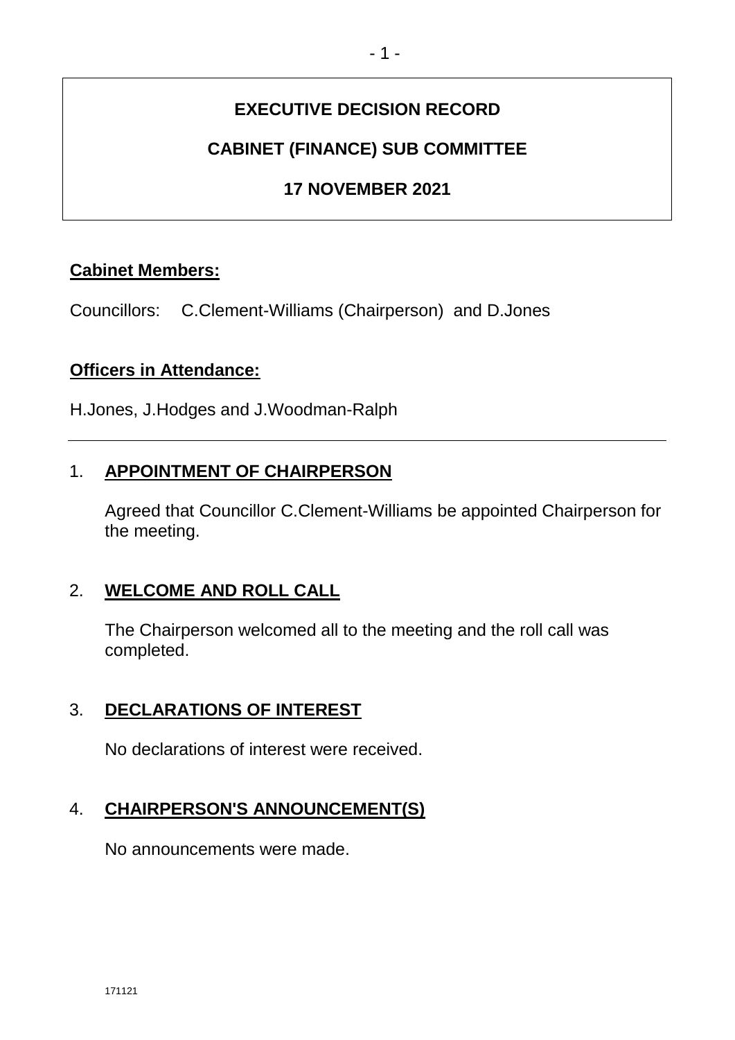# EXECUTIVE DECISION RECORD

## CABINET (FINANCE) SUB COMMITTEE

## 17 NOVEMBER 2021

**Cabinet Members:**

Councillors: C.Clement-Williams (Chairperson) and D.Jones

**Officers in Attendance:**

H.Jones, J.Hodges and J.Woodman-Ralph

---

1. **APPOINTMENT OF CHAIRPERSON**

   Agreed that Councillor C.Clement-Williams be appointed Chairperson for the meeting.

2. **WELCOME AND ROLL CALL**

   The Chairperson welcomed all to the meeting and the roll call was completed.

3. **DECLARATIONS OF INTEREST**

   No declarations of interest were received.

4. **CHAIRPERSON'S ANNOUNCEMENT(S)**

   No announcements were made.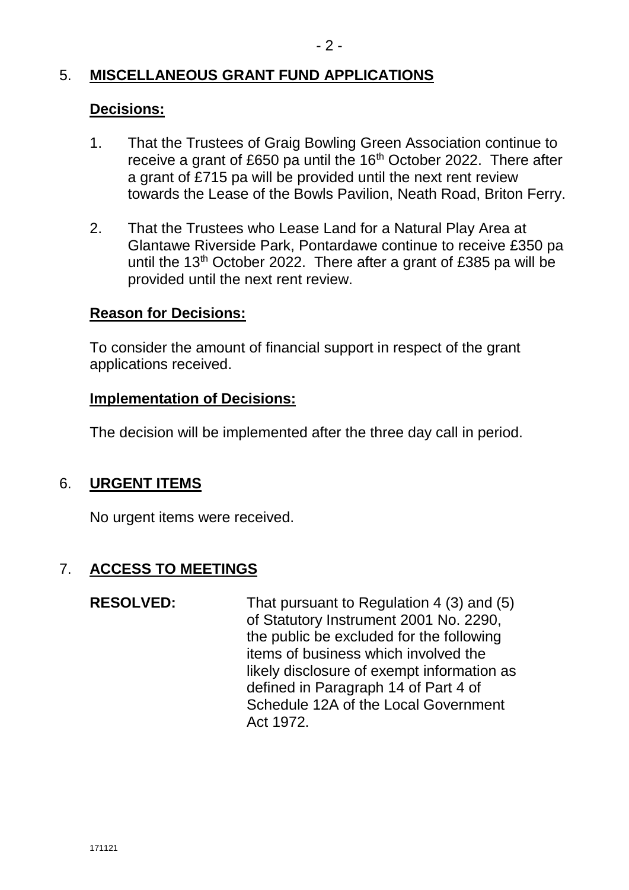## 5. MISCELLANEOUS GRANT FUND APPLICATIONS

**Decisions:**

1. That the Trustees of Graig Bowling Green Association continue to receive a grant of £650 pa until the 16th October 2022. There after a grant of £715 pa will be provided until the next rent review towards the Lease of the Bowls Pavilion, Neath Road, Briton Ferry.

2. That the Trustees who Lease Land for a Natural Play Area at Glantawe Riverside Park, Pontardawe continue to receive £350 pa until the 13th October 2022. There after a grant of £385 pa will be provided until the next rent review.

**Reason for Decisions:**

To consider the amount of financial support in respect of the grant applications received.

**Implementation of Decisions:**

The decision will be implemented after the three day call in period.

## 6. URGENT ITEMS

No urgent items were received.

## 7. ACCESS TO MEETINGS

**RESOLVED:** That pursuant to Regulation 4 (3) and (5) of Statutory Instrument 2001 No. 2290, the public be excluded for the following items of business which involved the likely disclosure of exempt information as defined in Paragraph 14 of Part 4 of Schedule 12A of the Local Government Act 1972.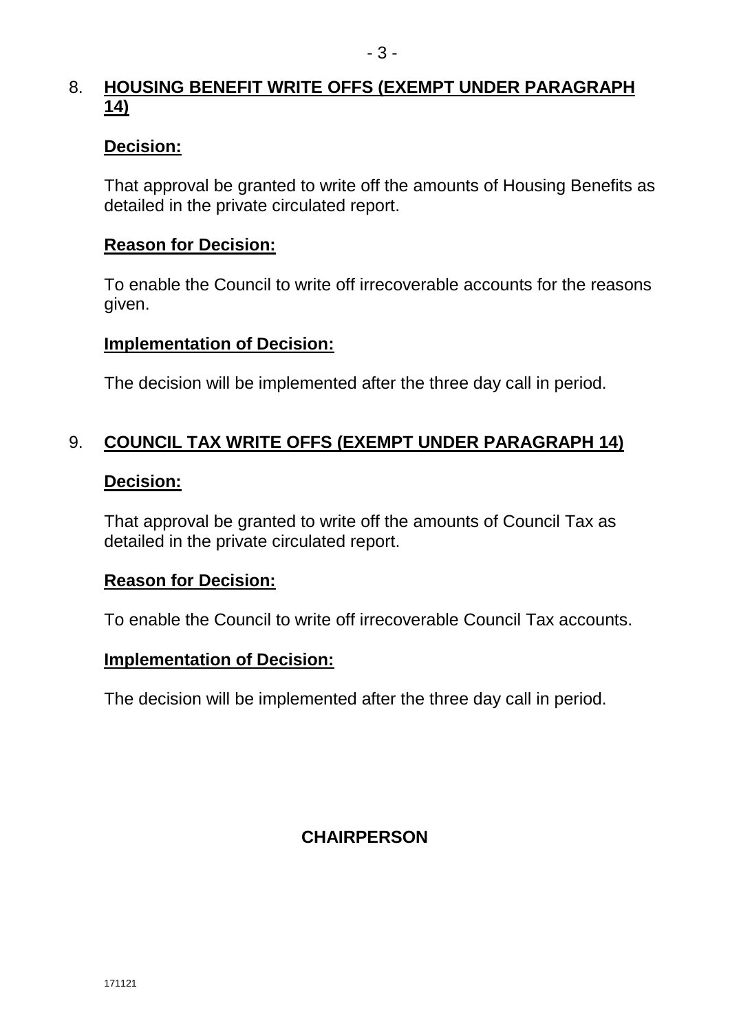## 8. HOUSING BENEFIT WRITE OFFS (EXEMPT UNDER PARAGRAPH 14)

**Decision:**

That approval be granted to write off the amounts of Housing Benefits as detailed in the private circulated report.

**Reason for Decision:**

To enable the Council to write off irrecoverable accounts for the reasons given.

**Implementation of Decision:**

The decision will be implemented after the three day call in period.

## 9. COUNCIL TAX WRITE OFFS (EXEMPT UNDER PARAGRAPH 14)

**Decision:**

That approval be granted to write off the amounts of Council Tax as detailed in the private circulated report.

**Reason for Decision:**

To enable the Council to write off irrecoverable Council Tax accounts.

**Implementation of Decision:**

The decision will be implemented after the three day call in period.

**CHAIRPERSON**

171121